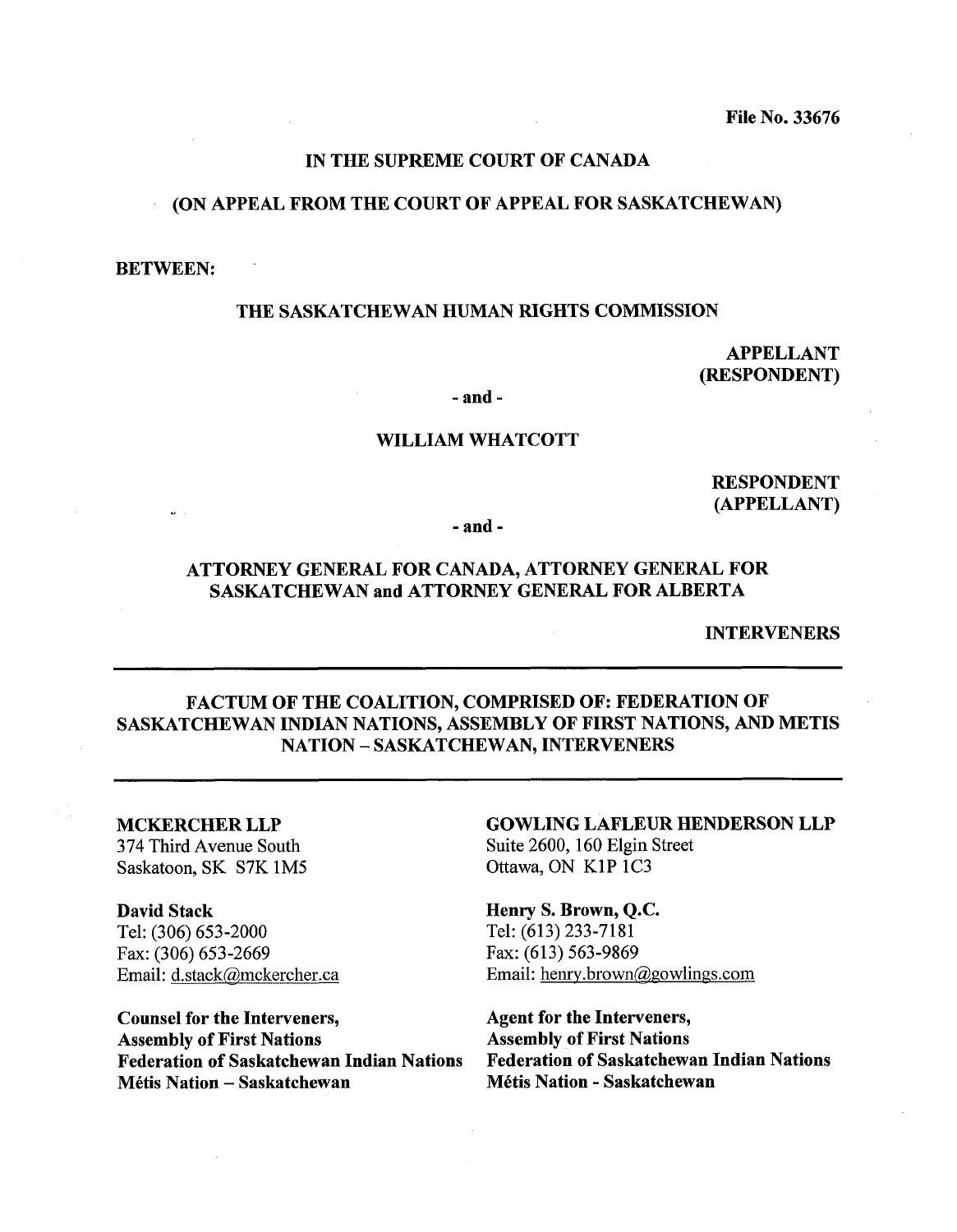File No. 33676

**IN THE SUPREME COURT OF CANADA**

**(ON APPEAL FROM THE COURT OF APPEAL FOR SASKATCHEWAN)**

**BETWEEN:**

**THE SASKATCHEWAN HUMAN RIGHTS COMMISSION**

**APPELLANT (RESPONDENT)**

**- and -**

**WILLIAM WHATCOTT**

**RESPONDENT (APPELLANT)**

**- and -**

**ATTORNEY GENERAL FOR CANADA, ATTORNEY GENERAL FOR SASKATCHEWAN and ATTORNEY GENERAL FOR ALBERTA**

**INTERVENERS**

---

**FACTUM OF THE COALITION, COMPRISED OF: FEDERATION OF SASKATCHEWAN INDIAN NATIONS, ASSEMBLY OF FIRST NATIONS, AND METIS NATION – SASKATCHEWAN, INTERVENERS**

---

**MCKERCHER LLP**
374 Third Avenue South
Saskatoon, SK S7K 1M5

**David Stack**
Tel: (306) 653-2000
Fax: (306) 653-2669
Email: d.stack@mckercher.ca

**Counsel for the Interveners,**
**Assembly of First Nations**
**Federation of Saskatchewan Indian Nations**
**Métis Nation – Saskatchewan**

**GOWLING LAFLEUR HENDERSON LLP**
Suite 2600, 160 Elgin Street
Ottawa, ON K1P 1C3

**Henry S. Brown, Q.C.**
Tel: (613) 233-7181
Fax: (613) 563-9869
Email: henry.brown@gowlings.com

**Agent for the Interveners,**
**Assembly of First Nations**
**Federation of Saskatchewan Indian Nations**
**Métis Nation - Saskatchewan**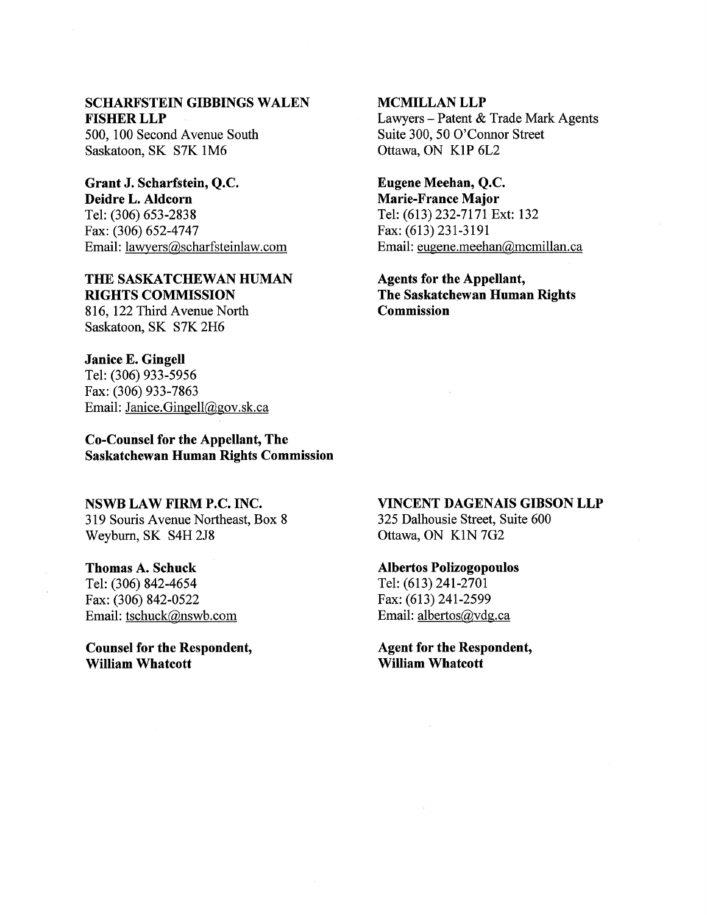**SCHARFSTEIN GIBBINGS WALEN FISHER LLP**
500, 100 Second Avenue South
Saskatoon, SK S7K 1M6

**Grant J. Scharfstein, Q.C.**
**Deidre L. Aldcorn**
Tel: (306) 653-2838
Fax: (306) 652-4747
Email: lawyers@scharfsteinlaw.com

**THE SASKATCHEWAN HUMAN RIGHTS COMMISSION**
816, 122 Third Avenue North
Saskatoon, SK S7K 2H6

**Janice E. Gingell**
Tel: (306) 933-5956
Fax: (306) 933-7863
Email: Janice.Gingell@gov.sk.ca

**Co-Counsel for the Appellant, The Saskatchewan Human Rights Commission**

**MCMILLAN LLP**
Lawyers – Patent & Trade Mark Agents
Suite 300, 50 O'Connor Street
Ottawa, ON K1P 6L2

**Eugene Meehan, Q.C.**
**Marie-France Major**
Tel: (613) 232-7171 Ext: 132
Fax: (613) 231-3191
Email: eugene.meehan@mcmillan.ca

**Agents for the Appellant, The Saskatchewan Human Rights Commission**

**NSWB LAW FIRM P.C. INC.**
319 Souris Avenue Northeast, Box 8
Weyburn, SK S4H 2J8

**Thomas A. Schuck**
Tel: (306) 842-4654
Fax: (306) 842-0522
Email: tschuck@nswb.com

**Counsel for the Respondent, William Whatcott**

**VINCENT DAGENAIS GIBSON LLP**
325 Dalhousie Street, Suite 600
Ottawa, ON K1N 7G2

**Albertos Polizogopoulos**
Tel: (613) 241-2701
Fax: (613) 241-2599
Email: albertos@vdg.ca

**Agent for the Respondent, William Whatcott**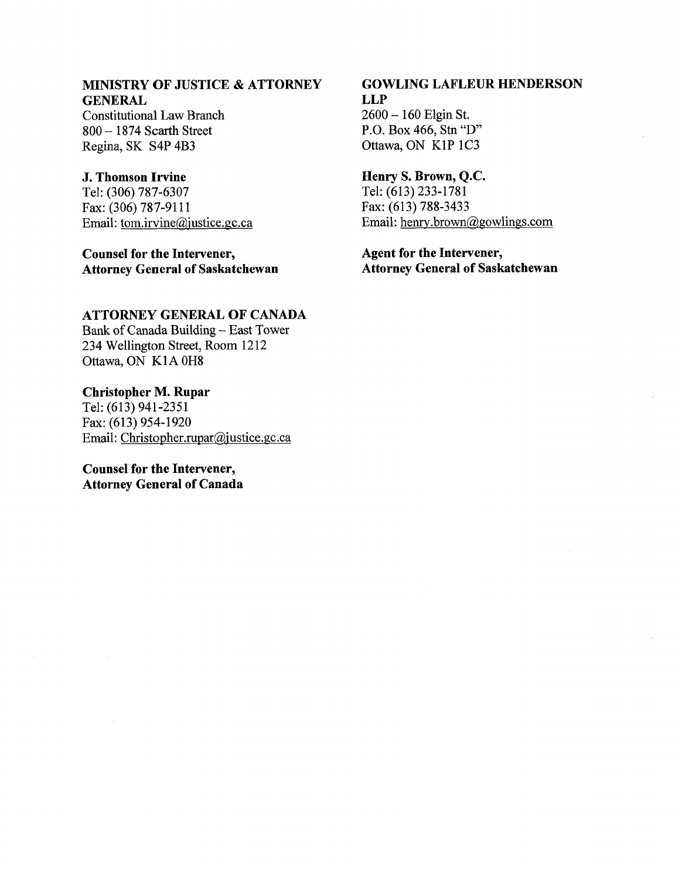**MINISTRY OF JUSTICE & ATTORNEY GENERAL**
Constitutional Law Branch
800 – 1874 Scarth Street
Regina, SK S4P 4B3

**J. Thomson Irvine**
Tel: (306) 787-6307
Fax: (306) 787-9111
Email: tom.irvine@justice.gc.ca

**Counsel for the Intervener,**
**Attorney General of Saskatchewan**

**GOWLING LAFLEUR HENDERSON LLP**
2600 – 160 Elgin St.
P.O. Box 466, Stn "D"
Ottawa, ON K1P 1C3

**Henry S. Brown, Q.C.**
Tel: (613) 233-1781
Fax: (613) 788-3433
Email: henry.brown@gowlings.com

**Agent for the Intervener,**
**Attorney General of Saskatchewan**

**ATTORNEY GENERAL OF CANADA**
Bank of Canada Building – East Tower
234 Wellington Street, Room 1212
Ottawa, ON K1A 0H8

**Christopher M. Rupar**
Tel: (613) 941-2351
Fax: (613) 954-1920
Email: Christopher.rupar@justice.gc.ca

**Counsel for the Intervener,**
**Attorney General of Canada**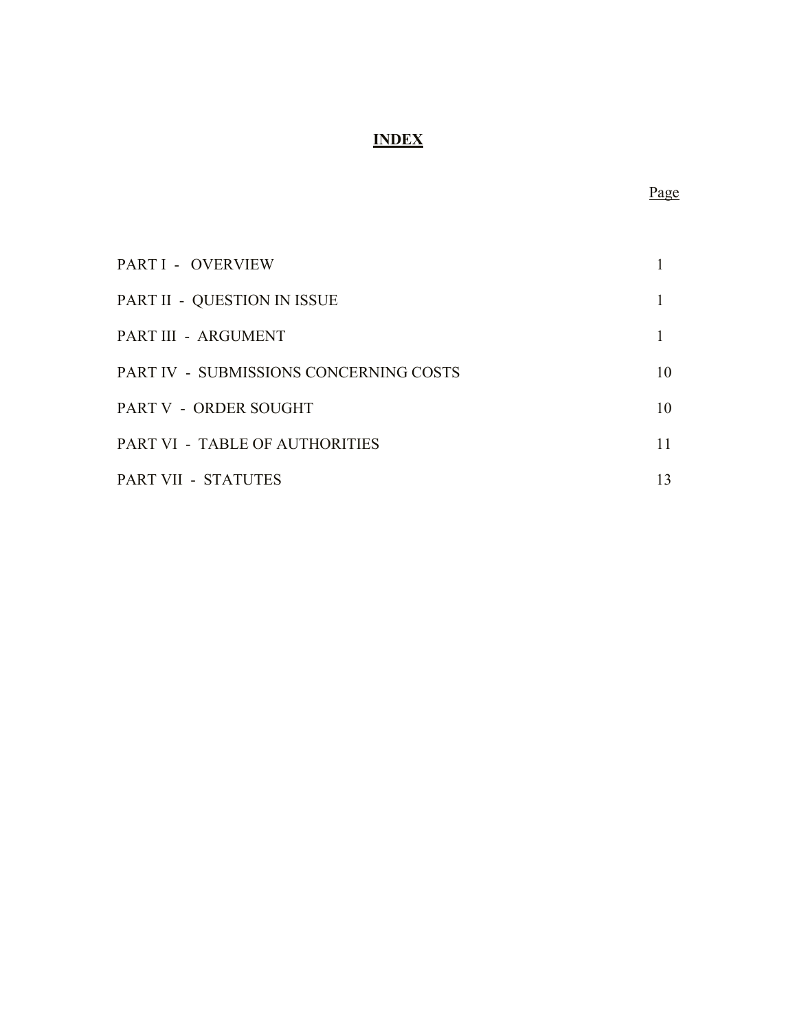# **INDEX**

| | Page |
|---|---|
| PART I - OVERVIEW | 1 |
| PART II - QUESTION IN ISSUE | 1 |
| PART III - ARGUMENT | 1 |
| PART IV - SUBMISSIONS CONCERNING COSTS | 10 |
| PART V - ORDER SOUGHT | 10 |
| PART VI - TABLE OF AUTHORITIES | 11 |
| PART VII - STATUTES | 13 |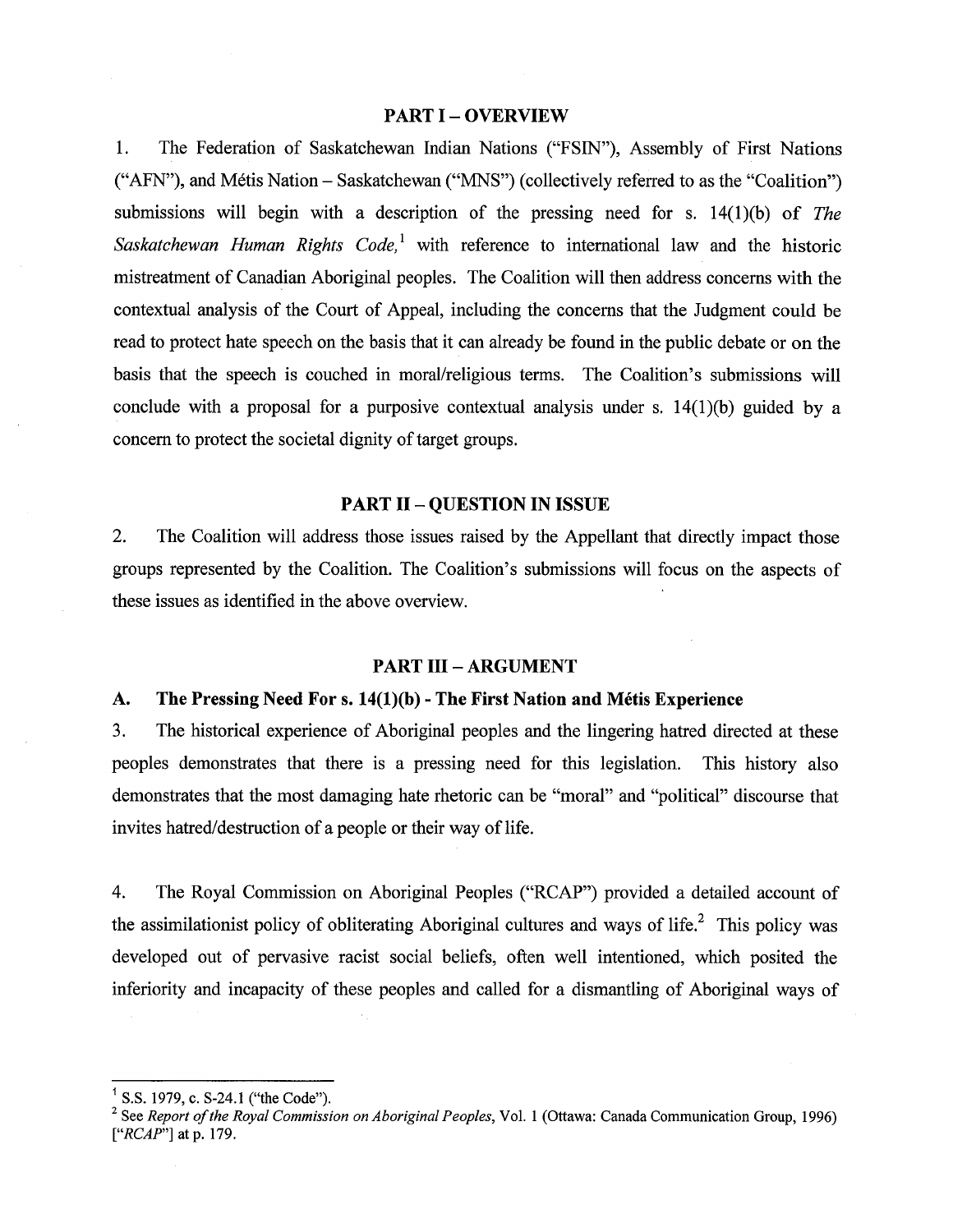## PART I – OVERVIEW

1. The Federation of Saskatchewan Indian Nations ("FSIN"), Assembly of First Nations ("AFN"), and Métis Nation – Saskatchewan ("MNS") (collectively referred to as the "Coalition") submissions will begin with a description of the pressing need for s. 14(1)(b) of *The Saskatchewan Human Rights Code,*[1] with reference to international law and the historic mistreatment of Canadian Aboriginal peoples. The Coalition will then address concerns with the contextual analysis of the Court of Appeal, including the concerns that the Judgment could be read to protect hate speech on the basis that it can already be found in the public debate or on the basis that the speech is couched in moral/religious terms. The Coalition's submissions will conclude with a proposal for a purposive contextual analysis under s. 14(1)(b) guided by a concern to protect the societal dignity of target groups.

## PART II – QUESTION IN ISSUE

2. The Coalition will address those issues raised by the Appellant that directly impact those groups represented by the Coalition. The Coalition's submissions will focus on the aspects of these issues as identified in the above overview.

## PART III – ARGUMENT

### A. The Pressing Need For s. 14(1)(b) - The First Nation and Métis Experience

3. The historical experience of Aboriginal peoples and the lingering hatred directed at these peoples demonstrates that there is a pressing need for this legislation. This history also demonstrates that the most damaging hate rhetoric can be "moral" and "political" discourse that invites hatred/destruction of a people or their way of life.

4. The Royal Commission on Aboriginal Peoples ("RCAP") provided a detailed account of the assimilationist policy of obliterating Aboriginal cultures and ways of life.[2] This policy was developed out of pervasive racist social beliefs, often well intentioned, which posited the inferiority and incapacity of these peoples and called for a dismantling of Aboriginal ways of

---

[1] S.S. 1979, c. S-24.1 ("the Code").

[2] See *Report of the Royal Commission on Aboriginal Peoples*, Vol. 1 (Ottawa: Canada Communication Group, 1996) ["*RCAP*"] at p. 179.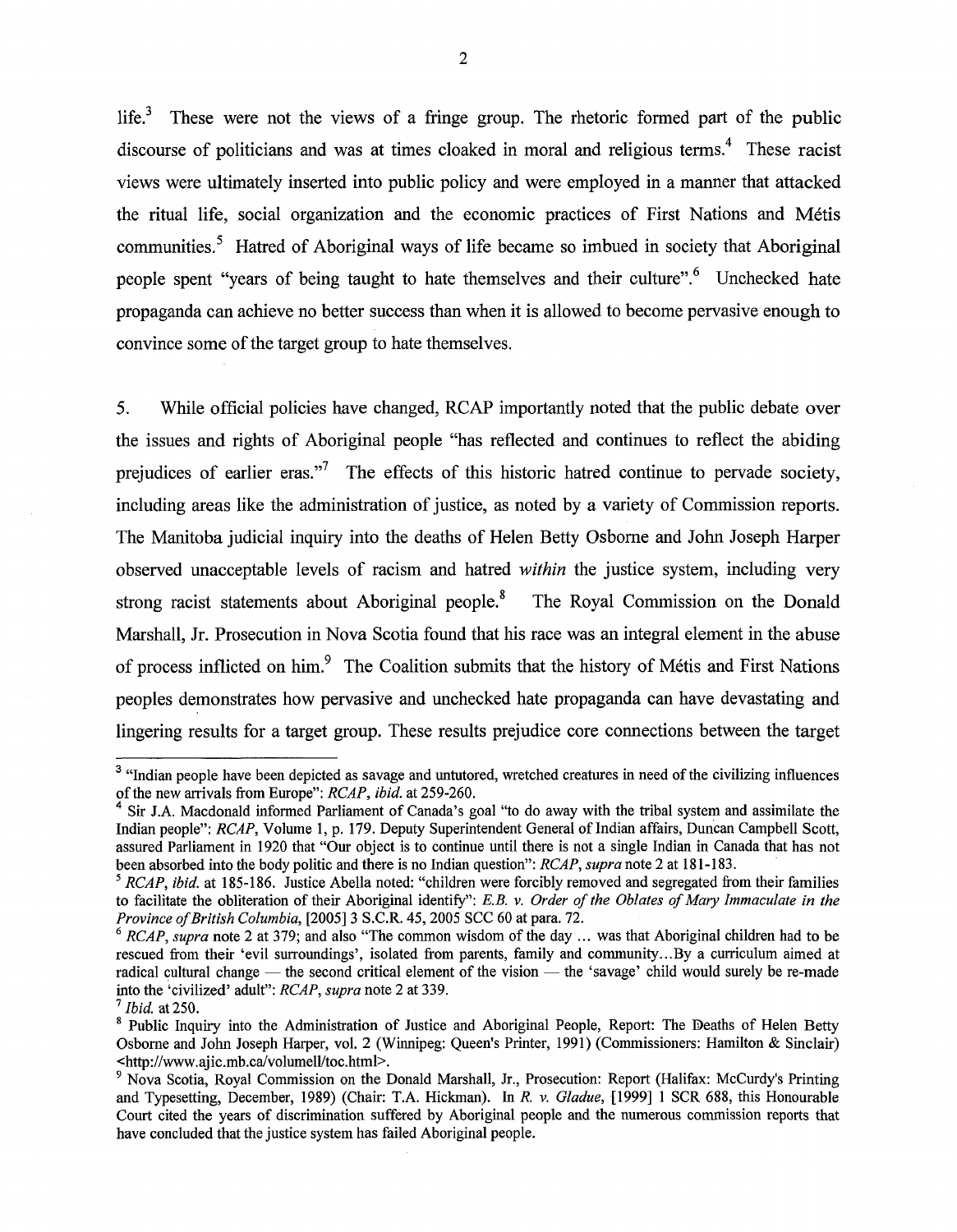life.[3] These were not the views of a fringe group. The rhetoric formed part of the public discourse of politicians and was at times cloaked in moral and religious terms.[4] These racist views were ultimately inserted into public policy and were employed in a manner that attacked the ritual life, social organization and the economic practices of First Nations and Métis communities.[5] Hatred of Aboriginal ways of life became so imbued in society that Aboriginal people spent "years of being taught to hate themselves and their culture".[6] Unchecked hate propaganda can achieve no better success than when it is allowed to become pervasive enough to convince some of the target group to hate themselves.

5. While official policies have changed, RCAP importantly noted that the public debate over the issues and rights of Aboriginal people "has reflected and continues to reflect the abiding prejudices of earlier eras."[7] The effects of this historic hatred continue to pervade society, including areas like the administration of justice, as noted by a variety of Commission reports. The Manitoba judicial inquiry into the deaths of Helen Betty Osborne and John Joseph Harper observed unacceptable levels of racism and hatred *within* the justice system, including very strong racist statements about Aboriginal people.[8] The Royal Commission on the Donald Marshall, Jr. Prosecution in Nova Scotia found that his race was an integral element in the abuse of process inflicted on him.[9] The Coalition submits that the history of Métis and First Nations peoples demonstrates how pervasive and unchecked hate propaganda can have devastating and lingering results for a target group. These results prejudice core connections between the target

---

[3] "Indian people have been depicted as savage and untutored, wretched creatures in need of the civilizing influences of the new arrivals from Europe": *RCAP*, *ibid.* at 259-260.

[4] Sir J.A. Macdonald informed Parliament of Canada's goal "to do away with the tribal system and assimilate the Indian people": *RCAP*, Volume 1, p. 179. Deputy Superintendent General of Indian affairs, Duncan Campbell Scott, assured Parliament in 1920 that "Our object is to continue until there is not a single Indian in Canada that has not been absorbed into the body politic and there is no Indian question": *RCAP*, *supra* note 2 at 181-183.

[5] *RCAP*, *ibid.* at 185-186. Justice Abella noted: "children were forcibly removed and segregated from their families to facilitate the obliteration of their Aboriginal identify": *E.B. v. Order of the Oblates of Mary Immaculate in the Province of British Columbia*, [2005] 3 S.C.R. 45, 2005 SCC 60 at para. 72.

[6] *RCAP*, *supra* note 2 at 379; and also "The common wisdom of the day ... was that Aboriginal children had to be rescued from their 'evil surroundings', isolated from parents, family and community...By a curriculum aimed at radical cultural change — the second critical element of the vision — the 'savage' child would surely be re-made into the 'civilized' adult": *RCAP*, *supra* note 2 at 339.

[7] *Ibid.* at 250.

[8] Public Inquiry into the Administration of Justice and Aboriginal People, Report: The Deaths of Helen Betty Osborne and John Joseph Harper, vol. 2 (Winnipeg: Queen's Printer, 1991) (Commissioners: Hamilton & Sinclair) <http://www.ajic.mb.ca/volumell/toc.html>.

[9] Nova Scotia, Royal Commission on the Donald Marshall, Jr., Prosecution: Report (Halifax: McCurdy's Printing and Typesetting, December, 1989) (Chair: T.A. Hickman). In *R. v. Gladue*, [1999] 1 SCR 688, this Honourable Court cited the years of discrimination suffered by Aboriginal people and the numerous commission reports that have concluded that the justice system has failed Aboriginal people.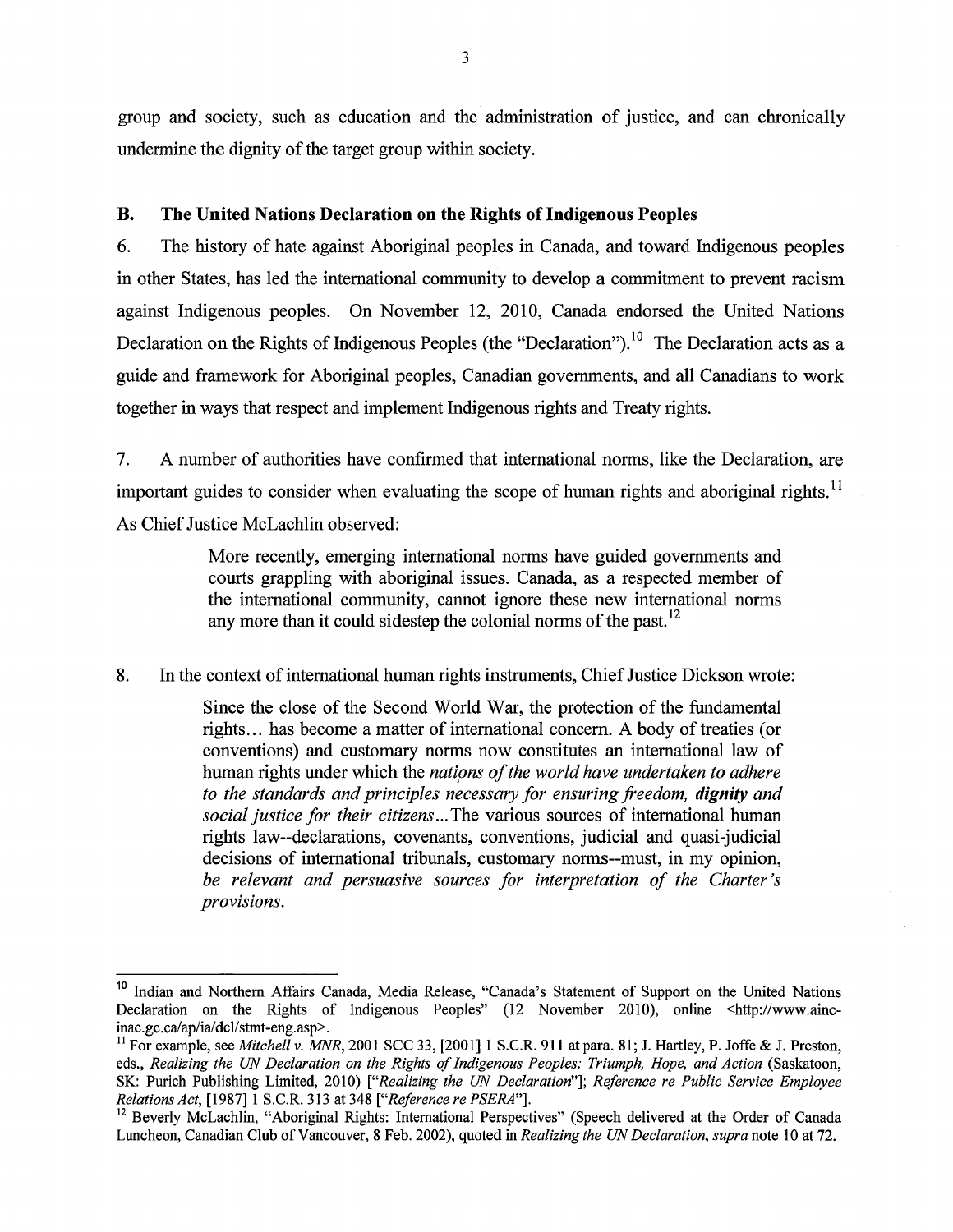group and society, such as education and the administration of justice, and can chronically undermine the dignity of the target group within society.

## B. The United Nations Declaration on the Rights of Indigenous Peoples

6. The history of hate against Aboriginal peoples in Canada, and toward Indigenous peoples in other States, has led the international community to develop a commitment to prevent racism against Indigenous peoples. On November 12, 2010, Canada endorsed the United Nations Declaration on the Rights of Indigenous Peoples (the "Declaration").[10] The Declaration acts as a guide and framework for Aboriginal peoples, Canadian governments, and all Canadians to work together in ways that respect and implement Indigenous rights and Treaty rights.

7. A number of authorities have confirmed that international norms, like the Declaration, are important guides to consider when evaluating the scope of human rights and aboriginal rights.[11] As Chief Justice McLachlin observed:

> More recently, emerging international norms have guided governments and courts grappling with aboriginal issues. Canada, as a respected member of the international community, cannot ignore these new international norms any more than it could sidestep the colonial norms of the past.[12]

8. In the context of international human rights instruments, Chief Justice Dickson wrote:

> Since the close of the Second World War, the protection of the fundamental rights… has become a matter of international concern. A body of treaties (or conventions) and customary norms now constitutes an international law of human rights under which the *nations of the world have undertaken to adhere to the standards and principles necessary for ensuring freedom,* ***dignity*** *and social justice for their citizens*…The various sources of international human rights law--declarations, covenants, conventions, judicial and quasi-judicial decisions of international tribunals, customary norms--must, in my opinion, *be relevant and persuasive sources for interpretation of the Charter's provisions.*

---

[10] Indian and Northern Affairs Canada, Media Release, "Canada's Statement of Support on the United Nations Declaration on the Rights of Indigenous Peoples" (12 November 2010), online <http://www.ainc-inac.gc.ca/ap/ia/dcl/stmt-eng.asp>.

[11] For example, see *Mitchell v. MNR*, 2001 SCC 33, [2001] 1 S.C.R. 911 at para. 81; J. Hartley, P. Joffe & J. Preston, eds., *Realizing the UN Declaration on the Rights of Indigenous Peoples: Triumph, Hope, and Action* (Saskatoon, SK: Purich Publishing Limited, 2010) ["*Realizing the UN Declaration*"]; *Reference re Public Service Employee Relations Act*, [1987] 1 S.C.R. 313 at 348 ["*Reference re PSERA*"].

[12] Beverly McLachlin, "Aboriginal Rights: International Perspectives" (Speech delivered at the Order of Canada Luncheon, Canadian Club of Vancouver, 8 Feb. 2002), quoted in *Realizing the UN Declaration, supra* note 10 at 72.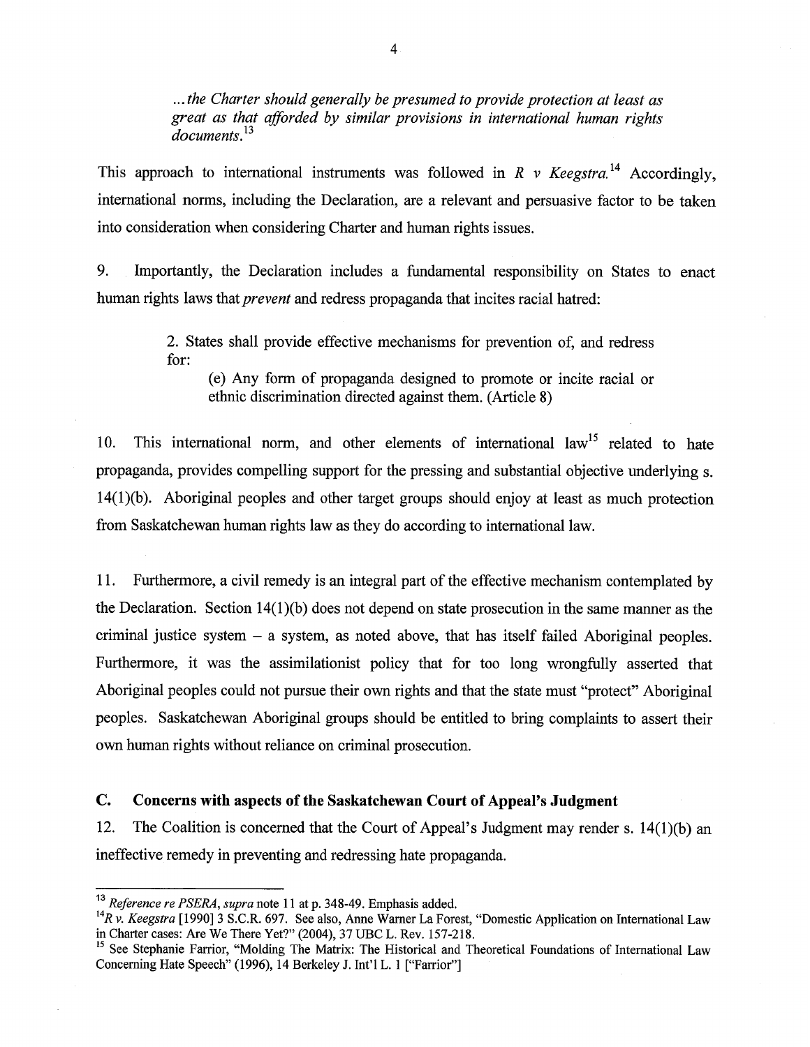> *...the Charter should generally be presumed to provide protection at least as great as that afforded by similar provisions in international human rights documents.*[13]

This approach to international instruments was followed in *R v Keegstra.*[14] Accordingly, international norms, including the Declaration, are a relevant and persuasive factor to be taken into consideration when considering Charter and human rights issues.

9. Importantly, the Declaration includes a fundamental responsibility on States to enact human rights laws that *prevent* and redress propaganda that incites racial hatred:

> 2. States shall provide effective mechanisms for prevention of, and redress for:
>
> (e) Any form of propaganda designed to promote or incite racial or ethnic discrimination directed against them. (Article 8)

10. This international norm, and other elements of international law[15] related to hate propaganda, provides compelling support for the pressing and substantial objective underlying s. 14(1)(b). Aboriginal peoples and other target groups should enjoy at least as much protection from Saskatchewan human rights law as they do according to international law.

11. Furthermore, a civil remedy is an integral part of the effective mechanism contemplated by the Declaration. Section 14(1)(b) does not depend on state prosecution in the same manner as the criminal justice system – a system, as noted above, that has itself failed Aboriginal peoples. Furthermore, it was the assimilationist policy that for too long wrongfully asserted that Aboriginal peoples could not pursue their own rights and that the state must "protect" Aboriginal peoples. Saskatchewan Aboriginal groups should be entitled to bring complaints to assert their own human rights without reliance on criminal prosecution.

## C. Concerns with aspects of the Saskatchewan Court of Appeal's Judgment

12. The Coalition is concerned that the Court of Appeal's Judgment may render s. 14(1)(b) an ineffective remedy in preventing and redressing hate propaganda.

---

[13] *Reference re PSERA, supra* note 11 at p. 348-49. Emphasis added.

[14] *R v. Keegstra* [1990] 3 S.C.R. 697. See also, Anne Warner La Forest, "Domestic Application on International Law in Charter cases: Are We There Yet?" (2004), 37 UBC L. Rev. 157-218.

[15] See Stephanie Farrior, "Molding The Matrix: The Historical and Theoretical Foundations of International Law Concerning Hate Speech" (1996), 14 Berkeley J. Int'l L. 1 ["Farrior"]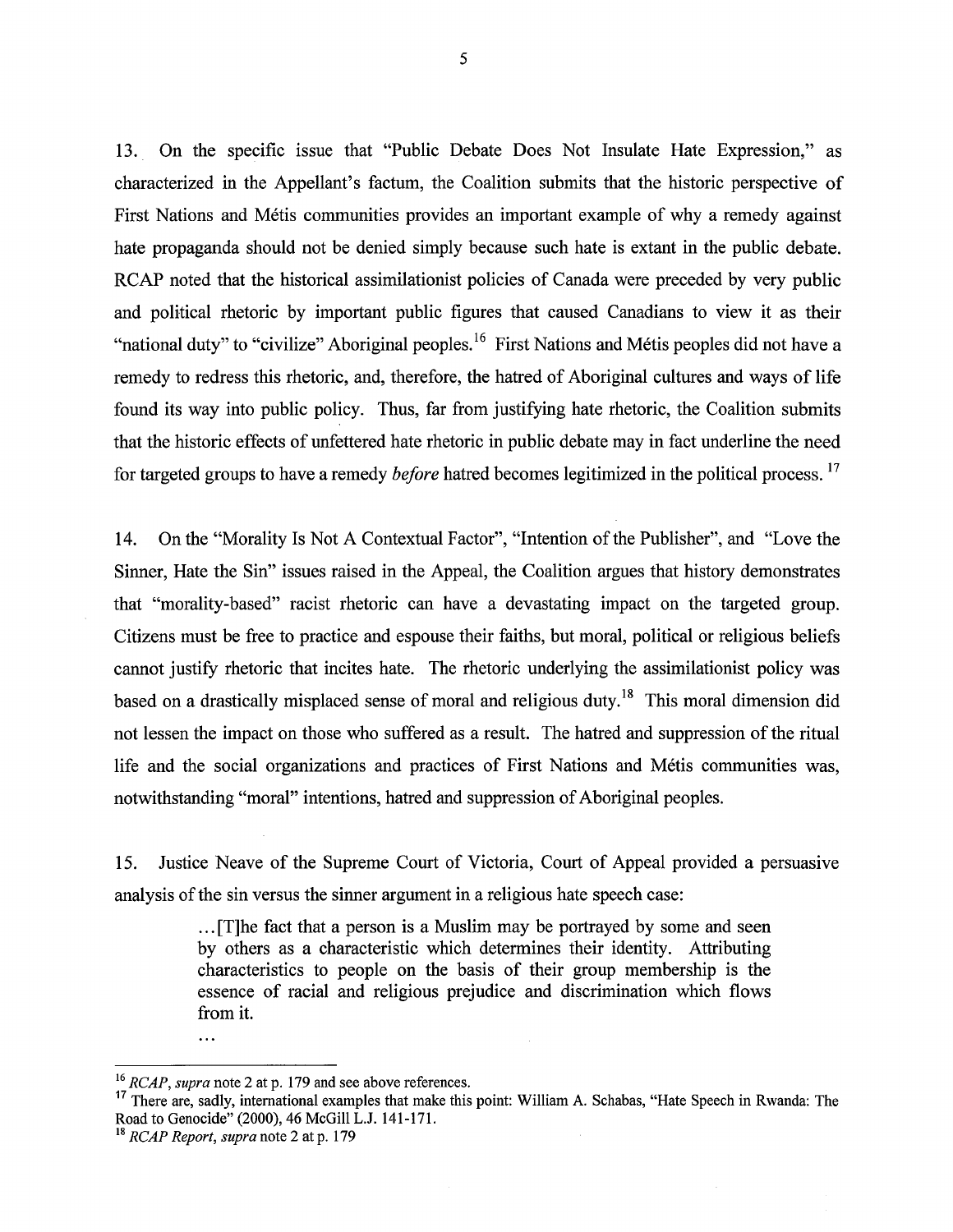13. On the specific issue that "Public Debate Does Not Insulate Hate Expression," as characterized in the Appellant's factum, the Coalition submits that the historic perspective of First Nations and Métis communities provides an important example of why a remedy against hate propaganda should not be denied simply because such hate is extant in the public debate. RCAP noted that the historical assimilationist policies of Canada were preceded by very public and political rhetoric by important public figures that caused Canadians to view it as their "national duty" to "civilize" Aboriginal peoples.[16] First Nations and Métis peoples did not have a remedy to redress this rhetoric, and, therefore, the hatred of Aboriginal cultures and ways of life found its way into public policy. Thus, far from justifying hate rhetoric, the Coalition submits that the historic effects of unfettered hate rhetoric in public debate may in fact underline the need for targeted groups to have a remedy *before* hatred becomes legitimized in the political process.[17]

14. On the "Morality Is Not A Contextual Factor", "Intention of the Publisher", and "Love the Sinner, Hate the Sin" issues raised in the Appeal, the Coalition argues that history demonstrates that "morality-based" racist rhetoric can have a devastating impact on the targeted group. Citizens must be free to practice and espouse their faiths, but moral, political or religious beliefs cannot justify rhetoric that incites hate. The rhetoric underlying the assimilationist policy was based on a drastically misplaced sense of moral and religious duty.[18] This moral dimension did not lessen the impact on those who suffered as a result. The hatred and suppression of the ritual life and the social organizations and practices of First Nations and Métis communities was, notwithstanding "moral" intentions, hatred and suppression of Aboriginal peoples.

15. Justice Neave of the Supreme Court of Victoria, Court of Appeal provided a persuasive analysis of the sin versus the sinner argument in a religious hate speech case:

> ...[T]he fact that a person is a Muslim may be portrayed by some and seen by others as a characteristic which determines their identity. Attributing characteristics to people on the basis of their group membership is the essence of racial and religious prejudice and discrimination which flows from it.
>
> ...

---

[16] *RCAP*, *supra* note 2 at p. 179 and see above references.

[17] There are, sadly, international examples that make this point: William A. Schabas, "Hate Speech in Rwanda: The Road to Genocide" (2000), 46 McGill L.J. 141-171.

[18] *RCAP Report*, *supra* note 2 at p. 179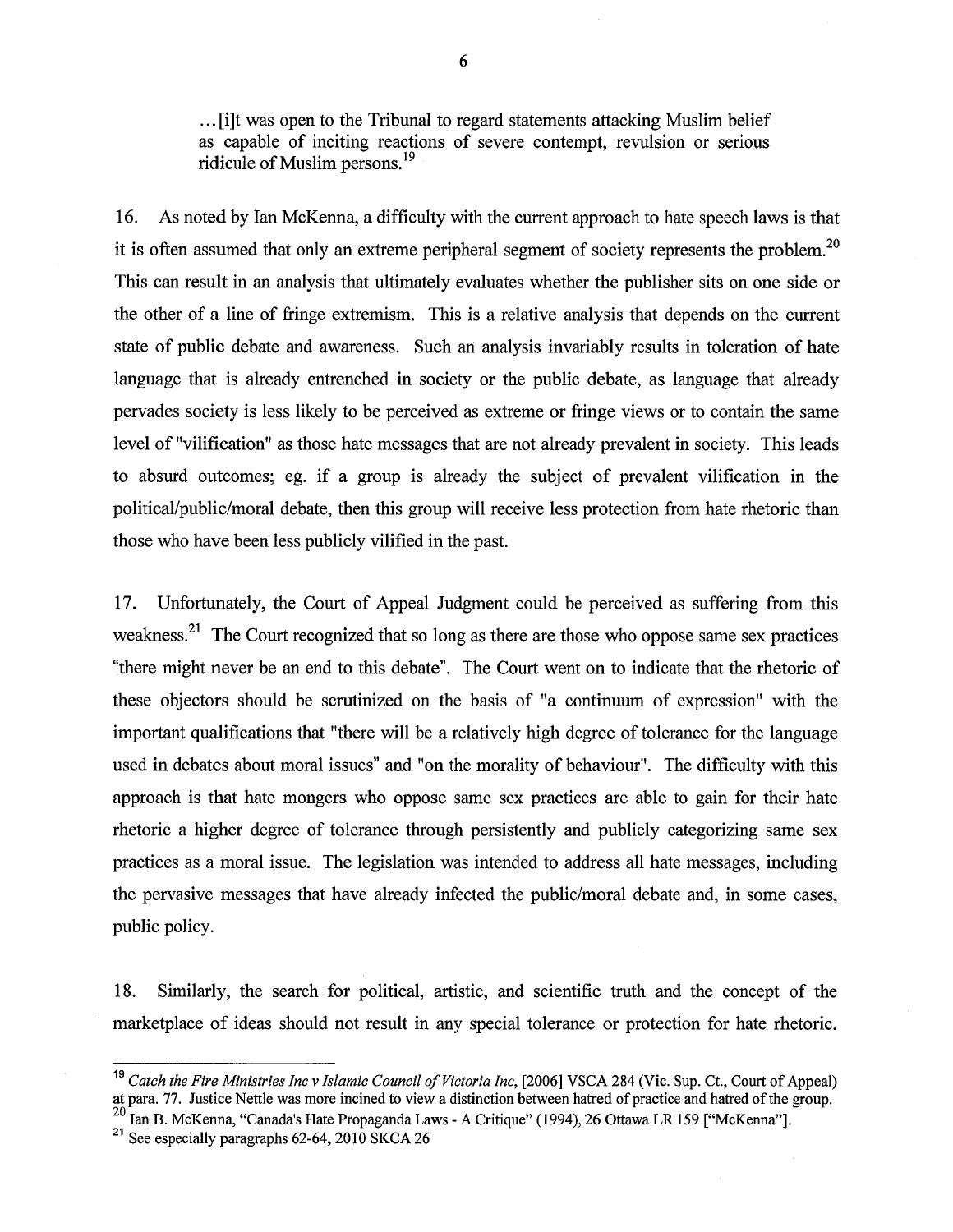> ...[i]t was open to the Tribunal to regard statements attacking Muslim belief as capable of inciting reactions of severe contempt, revulsion or serious ridicule of Muslim persons.[19]

16. As noted by Ian McKenna, a difficulty with the current approach to hate speech laws is that it is often assumed that only an extreme peripheral segment of society represents the problem.[20] This can result in an analysis that ultimately evaluates whether the publisher sits on one side or the other of a line of fringe extremism. This is a relative analysis that depends on the current state of public debate and awareness. Such an analysis invariably results in toleration of hate language that is already entrenched in society or the public debate, as language that already pervades society is less likely to be perceived as extreme or fringe views or to contain the same level of "vilification" as those hate messages that are not already prevalent in society. This leads to absurd outcomes; eg. if a group is already the subject of prevalent vilification in the political/public/moral debate, then this group will receive less protection from hate rhetoric than those who have been less publicly vilified in the past.

17. Unfortunately, the Court of Appeal Judgment could be perceived as suffering from this weakness.[21] The Court recognized that so long as there are those who oppose same sex practices "there might never be an end to this debate". The Court went on to indicate that the rhetoric of these objectors should be scrutinized on the basis of "a continuum of expression" with the important qualifications that "there will be a relatively high degree of tolerance for the language used in debates about moral issues" and "on the morality of behaviour". The difficulty with this approach is that hate mongers who oppose same sex practices are able to gain for their hate rhetoric a higher degree of tolerance through persistently and publicly categorizing same sex practices as a moral issue. The legislation was intended to address all hate messages, including the pervasive messages that have already infected the public/moral debate and, in some cases, public policy.

18. Similarly, the search for political, artistic, and scientific truth and the concept of the marketplace of ideas should not result in any special tolerance or protection for hate rhetoric.

---

[19] *Catch the Fire Ministries Inc v Islamic Council of Victoria Inc*, [2006] VSCA 284 (Vic. Sup. Ct., Court of Appeal) at para. 77. Justice Nettle was more incined to view a distinction between hatred of practice and hatred of the group.

[20] Ian B. McKenna, "Canada's Hate Propaganda Laws - A Critique" (1994), 26 Ottawa LR 159 ["McKenna"].

[21] See especially paragraphs 62-64, 2010 SKCA 26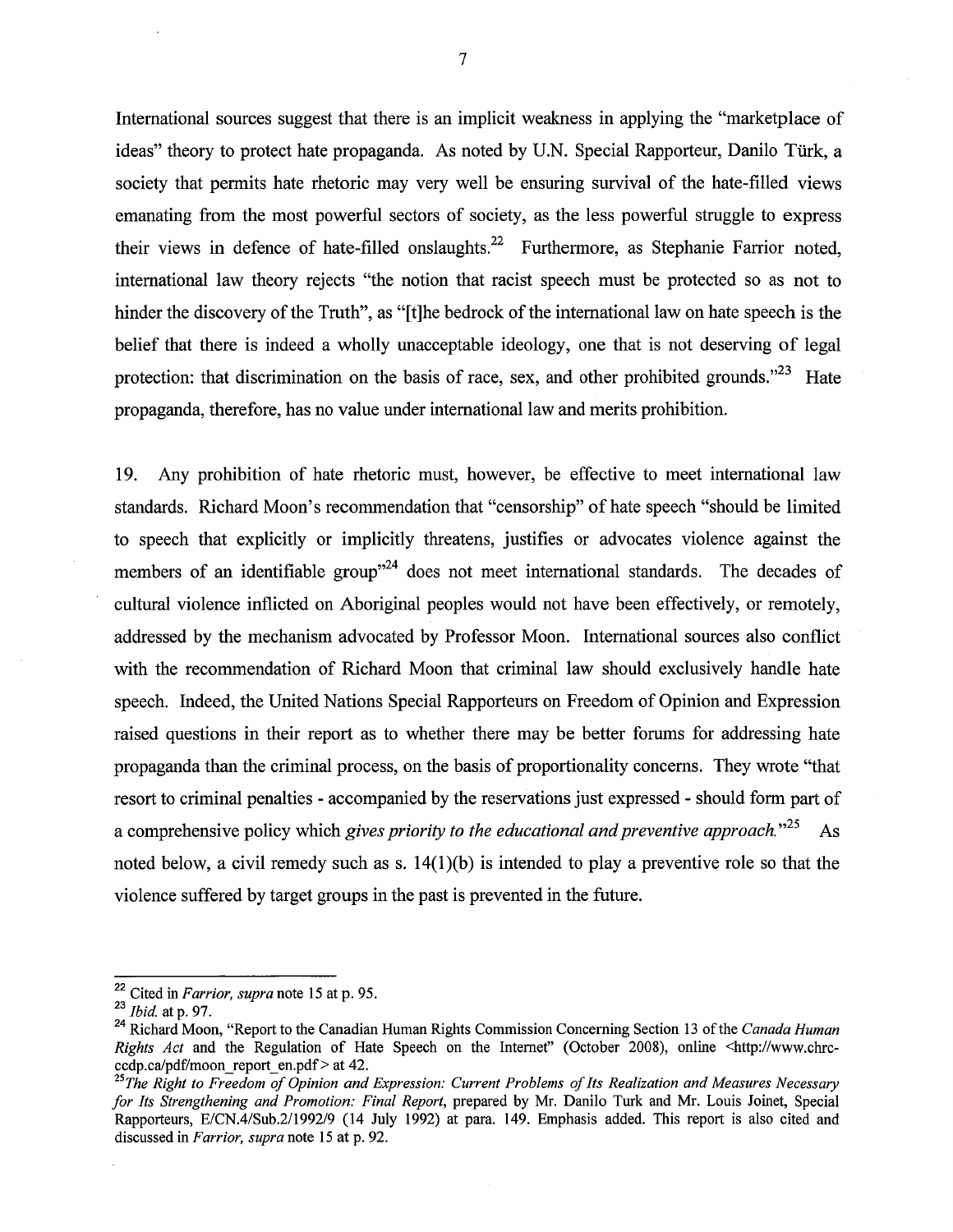International sources suggest that there is an implicit weakness in applying the "marketplace of ideas" theory to protect hate propaganda. As noted by U.N. Special Rapporteur, Danilo Türk, a society that permits hate rhetoric may very well be ensuring survival of the hate-filled views emanating from the most powerful sectors of society, as the less powerful struggle to express their views in defence of hate-filled onslaughts.[22] Furthermore, as Stephanie Farrior noted, international law theory rejects "the notion that racist speech must be protected so as not to hinder the discovery of the Truth", as "[t]he bedrock of the international law on hate speech is the belief that there is indeed a wholly unacceptable ideology, one that is not deserving of legal protection: that discrimination on the basis of race, sex, and other prohibited grounds."[23] Hate propaganda, therefore, has no value under international law and merits prohibition.

19. Any prohibition of hate rhetoric must, however, be effective to meet international law standards. Richard Moon's recommendation that "censorship" of hate speech "should be limited to speech that explicitly or implicitly threatens, justifies or advocates violence against the members of an identifiable group"[24] does not meet international standards. The decades of cultural violence inflicted on Aboriginal peoples would not have been effectively, or remotely, addressed by the mechanism advocated by Professor Moon. International sources also conflict with the recommendation of Richard Moon that criminal law should exclusively handle hate speech. Indeed, the United Nations Special Rapporteurs on Freedom of Opinion and Expression raised questions in their report as to whether there may be better forums for addressing hate propaganda than the criminal process, on the basis of proportionality concerns. They wrote "that resort to criminal penalties - accompanied by the reservations just expressed - should form part of a comprehensive policy which *gives priority to the educational and preventive approach.*"[25] As noted below, a civil remedy such as s. 14(1)(b) is intended to play a preventive role so that the violence suffered by target groups in the past is prevented in the future.

---

[22] Cited in *Farrior, supra* note 15 at p. 95.

[23] *Ibid.* at p. 97.

[24] Richard Moon, "Report to the Canadian Human Rights Commission Concerning Section 13 of the *Canada Human Rights Act* and the Regulation of Hate Speech on the Internet" (October 2008), online <http://www.chrc-ccdp.ca/pdf/moon_report_en.pdf> at 42.

[25] *The Right to Freedom of Opinion and Expression: Current Problems of Its Realization and Measures Necessary for Its Strengthening and Promotion: Final Report*, prepared by Mr. Danilo Turk and Mr. Louis Joinet, Special Rapporteurs, E/CN.4/Sub.2/1992/9 (14 July 1992) at para. 149. Emphasis added. This report is also cited and discussed in *Farrior, supra* note 15 at p. 92.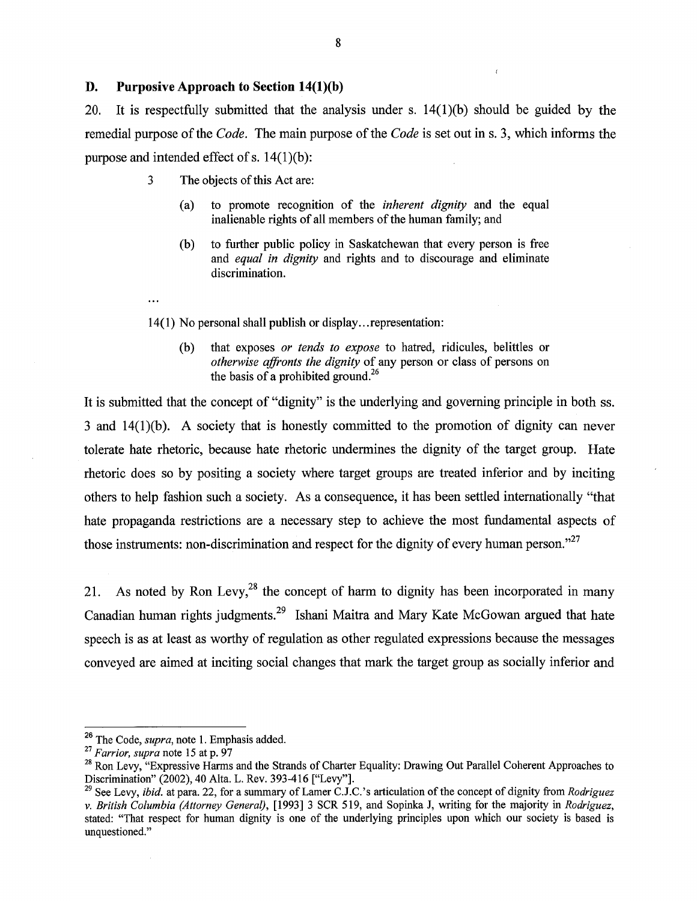### D. Purposive Approach to Section 14(1)(b)

20. It is respectfully submitted that the analysis under s. 14(1)(b) should be guided by the remedial purpose of the *Code*. The main purpose of the *Code* is set out in s. 3, which informs the purpose and intended effect of s. 14(1)(b):

> 3 The objects of this Act are:
>
> (a) to promote recognition of the *inherent dignity* and the equal inalienable rights of all members of the human family; and
>
> (b) to further public policy in Saskatchewan that every person is free and *equal in dignity* and rights and to discourage and eliminate discrimination.
>
> ...
>
> 14(1) No personal shall publish or display…representation:
>
> (b) that exposes *or tends to expose* to hatred, ridicules, belittles or *otherwise affronts the dignity* of any person or class of persons on the basis of a prohibited ground.[26]

It is submitted that the concept of "dignity" is the underlying and governing principle in both ss. 3 and 14(1)(b). A society that is honestly committed to the promotion of dignity can never tolerate hate rhetoric, because hate rhetoric undermines the dignity of the target group. Hate rhetoric does so by positing a society where target groups are treated inferior and by inciting others to help fashion such a society. As a consequence, it has been settled internationally "that hate propaganda restrictions are a necessary step to achieve the most fundamental aspects of those instruments: non-discrimination and respect for the dignity of every human person."[27]

21. As noted by Ron Levy,[28] the concept of harm to dignity has been incorporated in many Canadian human rights judgments.[29] Ishani Maitra and Mary Kate McGowan argued that hate speech is as at least as worthy of regulation as other regulated expressions because the messages conveyed are aimed at inciting social changes that mark the target group as socially inferior and

---

[26] The Code, *supra*, note 1. Emphasis added.

[27] *Farrior, supra* note 15 at p. 97

[28] Ron Levy, "Expressive Harms and the Strands of Charter Equality: Drawing Out Parallel Coherent Approaches to Discrimination" (2002), 40 Alta. L. Rev. 393-416 ["Levy"].

[29] See Levy, *ibid.* at para. 22, for a summary of Lamer C.J.C.'s articulation of the concept of dignity from *Rodriguez v. British Columbia (Attorney General)*, [1993] 3 SCR 519, and Sopinka J, writing for the majority in *Rodriguez*, stated: "That respect for human dignity is one of the underlying principles upon which our society is based is unquestioned."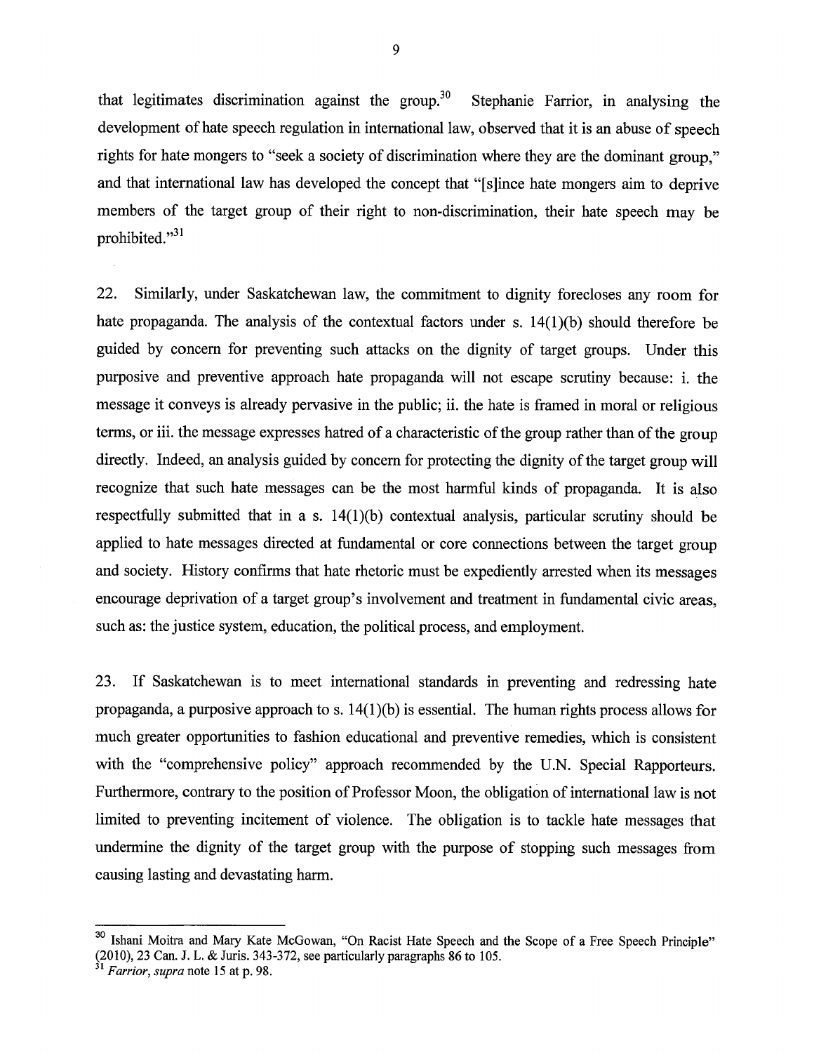that legitimates discrimination against the group.[30] Stephanie Farrior, in analysing the development of hate speech regulation in international law, observed that it is an abuse of speech rights for hate mongers to "seek a society of discrimination where they are the dominant group," and that international law has developed the concept that "[s]ince hate mongers aim to deprive members of the target group of their right to non-discrimination, their hate speech may be prohibited."[31]

22. Similarly, under Saskatchewan law, the commitment to dignity forecloses any room for hate propaganda. The analysis of the contextual factors under s. 14(1)(b) should therefore be guided by concern for preventing such attacks on the dignity of target groups. Under this purposive and preventive approach hate propaganda will not escape scrutiny because: i. the message it conveys is already pervasive in the public; ii. the hate is framed in moral or religious terms, or iii. the message expresses hatred of a characteristic of the group rather than of the group directly. Indeed, an analysis guided by concern for protecting the dignity of the target group will recognize that such hate messages can be the most harmful kinds of propaganda. It is also respectfully submitted that in a s. 14(1)(b) contextual analysis, particular scrutiny should be applied to hate messages directed at fundamental or core connections between the target group and society. History confirms that hate rhetoric must be expediently arrested when its messages encourage deprivation of a target group's involvement and treatment in fundamental civic areas, such as: the justice system, education, the political process, and employment.

23. If Saskatchewan is to meet international standards in preventing and redressing hate propaganda, a purposive approach to s. 14(1)(b) is essential. The human rights process allows for much greater opportunities to fashion educational and preventive remedies, which is consistent with the "comprehensive policy" approach recommended by the U.N. Special Rapporteurs. Furthermore, contrary to the position of Professor Moon, the obligation of international law is not limited to preventing incitement of violence. The obligation is to tackle hate messages that undermine the dignity of the target group with the purpose of stopping such messages from causing lasting and devastating harm.

---

[30] Ishani Moitra and Mary Kate McGowan, "On Racist Hate Speech and the Scope of a Free Speech Principle" (2010), 23 Can. J. L. & Juris. 343-372, see particularly paragraphs 86 to 105.

[31] *Farrior, supra* note 15 at p. 98.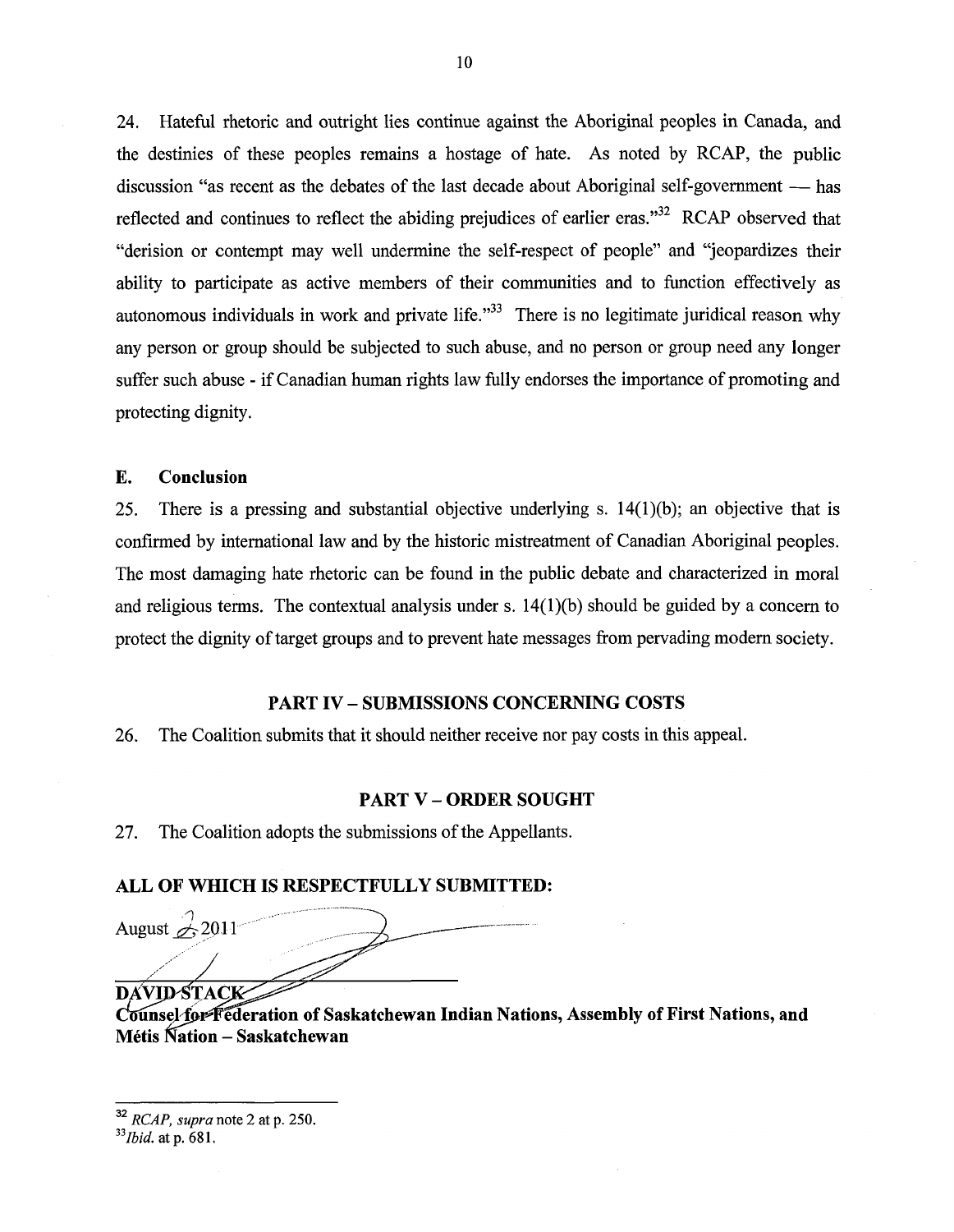24. Hateful rhetoric and outright lies continue against the Aboriginal peoples in Canada, and the destinies of these peoples remains a hostage of hate. As noted by RCAP, the public discussion "as recent as the debates of the last decade about Aboriginal self-government — has reflected and continues to reflect the abiding prejudices of earlier eras."[32] RCAP observed that "derision or contempt may well undermine the self-respect of people" and "jeopardizes their ability to participate as active members of their communities and to function effectively as autonomous individuals in work and private life."[33] There is no legitimate juridical reason why any person or group should be subjected to such abuse, and no person or group need any longer suffer such abuse - if Canadian human rights law fully endorses the importance of promoting and protecting dignity.

## E. Conclusion

25. There is a pressing and substantial objective underlying s. 14(1)(b); an objective that is confirmed by international law and by the historic mistreatment of Canadian Aboriginal peoples. The most damaging hate rhetoric can be found in the public debate and characterized in moral and religious terms. The contextual analysis under s. 14(1)(b) should be guided by a concern to protect the dignity of target groups and to prevent hate messages from pervading modern society.

## PART IV – SUBMISSIONS CONCERNING COSTS

26. The Coalition submits that it should neither receive nor pay costs in this appeal.

## PART V – ORDER SOUGHT

27. The Coalition adopts the submissions of the Appellants.

**ALL OF WHICH IS RESPECTFULLY SUBMITTED:**

August 2, 2011

**DAVID STACK**
**Counsel for Federation of Saskatchewan Indian Nations, Assembly of First Nations, and Métis Nation – Saskatchewan**

---

[32] *RCAP, supra* note 2 at p. 250.

[33] *Ibid.* at p. 681.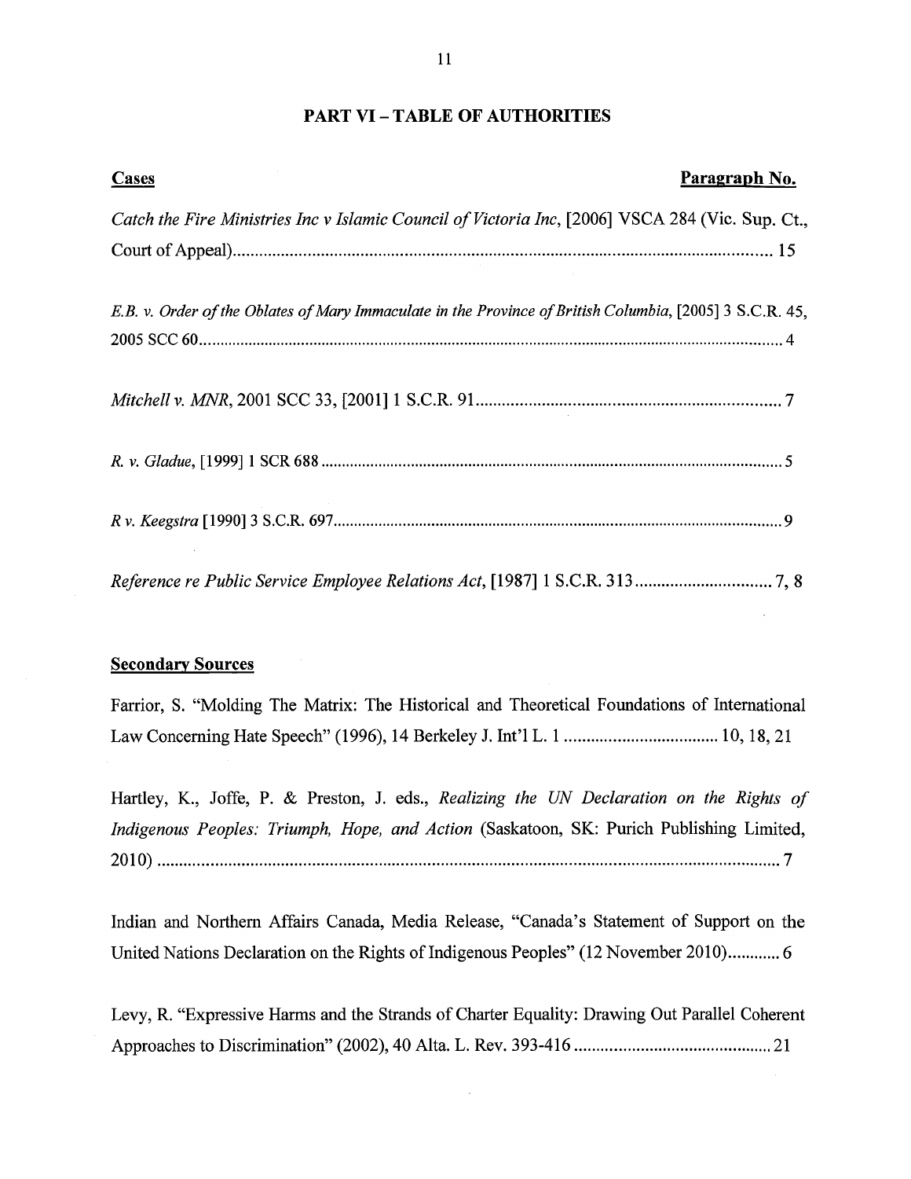# PART VI – TABLE OF AUTHORITIES

| **Cases** | **Paragraph No.** |
|---|---|
| *Catch the Fire Ministries Inc v Islamic Council of Victoria Inc*, [2006] VSCA 284 (Vic. Sup. Ct., Court of Appeal) | 15 |
| *E.B. v. Order of the Oblates of Mary Immaculate in the Province of British Columbia*, [2005] 3 S.C.R. 45, 2005 SCC 60 | 4 |
| *Mitchell v. MNR*, 2001 SCC 33, [2001] 1 S.C.R. 91 | 7 |
| *R. v. Gladue*, [1999] 1 SCR 688 | 5 |
| *R v. Keegstra* [1990] 3 S.C.R. 697 | 9 |
| *Reference re Public Service Employee Relations Act*, [1987] 1 S.C.R. 313 | 7, 8 |

| **Secondary Sources** | |
|---|---|
| Farrior, S. "Molding The Matrix: The Historical and Theoretical Foundations of International Law Concerning Hate Speech" (1996), 14 Berkeley J. Int'l L. 1 | 10, 18, 21 |
| Hartley, K., Joffe, P. & Preston, J. eds., *Realizing the UN Declaration on the Rights of Indigenous Peoples: Triumph, Hope, and Action* (Saskatoon, SK: Purich Publishing Limited, 2010) | 7 |
| Indian and Northern Affairs Canada, Media Release, "Canada's Statement of Support on the United Nations Declaration on the Rights of Indigenous Peoples" (12 November 2010) | 6 |
| Levy, R. "Expressive Harms and the Strands of Charter Equality: Drawing Out Parallel Coherent Approaches to Discrimination" (2002), 40 Alta. L. Rev. 393-416 | 21 |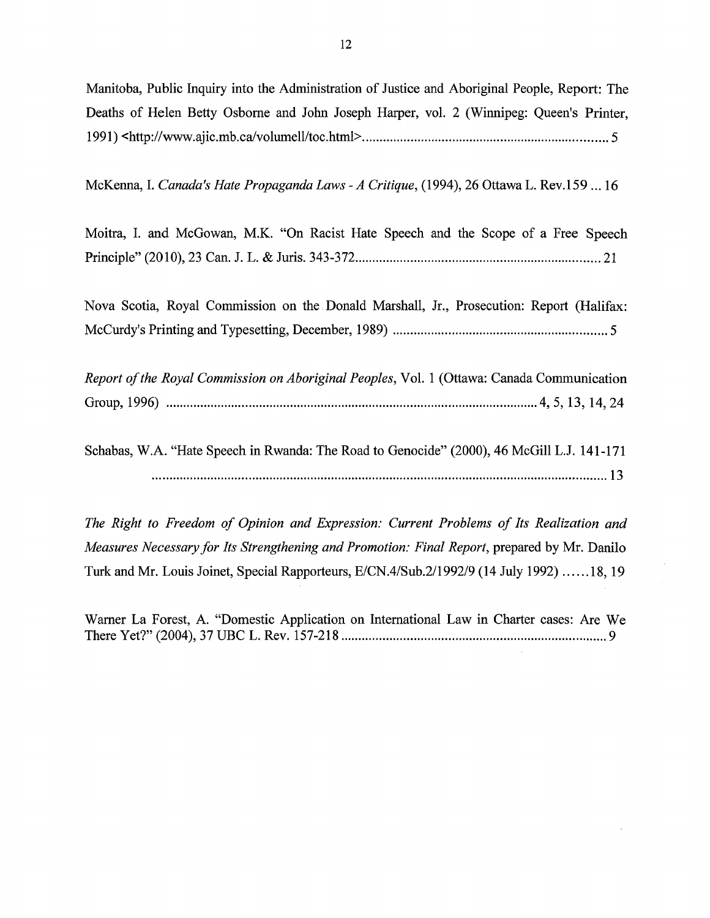Manitoba, Public Inquiry into the Administration of Justice and Aboriginal People, Report: The Deaths of Helen Betty Osborne and John Joseph Harper, vol. 2 (Winnipeg: Queen's Printer, 1991) <http://www.ajic.mb.ca/volumell/toc.html>. .......................................................................... 5

McKenna, I. *Canada's Hate Propaganda Laws - A Critique*, (1994), 26 Ottawa L. Rev.159 ... 16

Moitra, I. and McGowan, M.K. "On Racist Hate Speech and the Scope of a Free Speech Principle" (2010), 23 Can. J. L. & Juris. 343-372 .......................................................................... 21

Nova Scotia, Royal Commission on the Donald Marshall, Jr., Prosecution: Report (Halifax: McCurdy's Printing and Typesetting, December, 1989) .............................................................. 5

*Report of the Royal Commission on Aboriginal Peoples*, Vol. 1 (Ottawa: Canada Communication Group, 1996) .......................................................................................................... 4, 5, 13, 14, 24

Schabas, W.A. "Hate Speech in Rwanda: The Road to Genocide" (2000), 46 McGill L.J. 141-171 .................................................................................................................................... 13

*The Right to Freedom of Opinion and Expression: Current Problems of Its Realization and Measures Necessary for Its Strengthening and Promotion: Final Report*, prepared by Mr. Danilo Turk and Mr. Louis Joinet, Special Rapporteurs, E/CN.4/Sub.2/1992/9 (14 July 1992) ......18, 19

Warner La Forest, A. "Domestic Application on International Law in Charter cases: Are We There Yet?" (2004), 37 UBC L. Rev. 157-218 .............................................................................. 9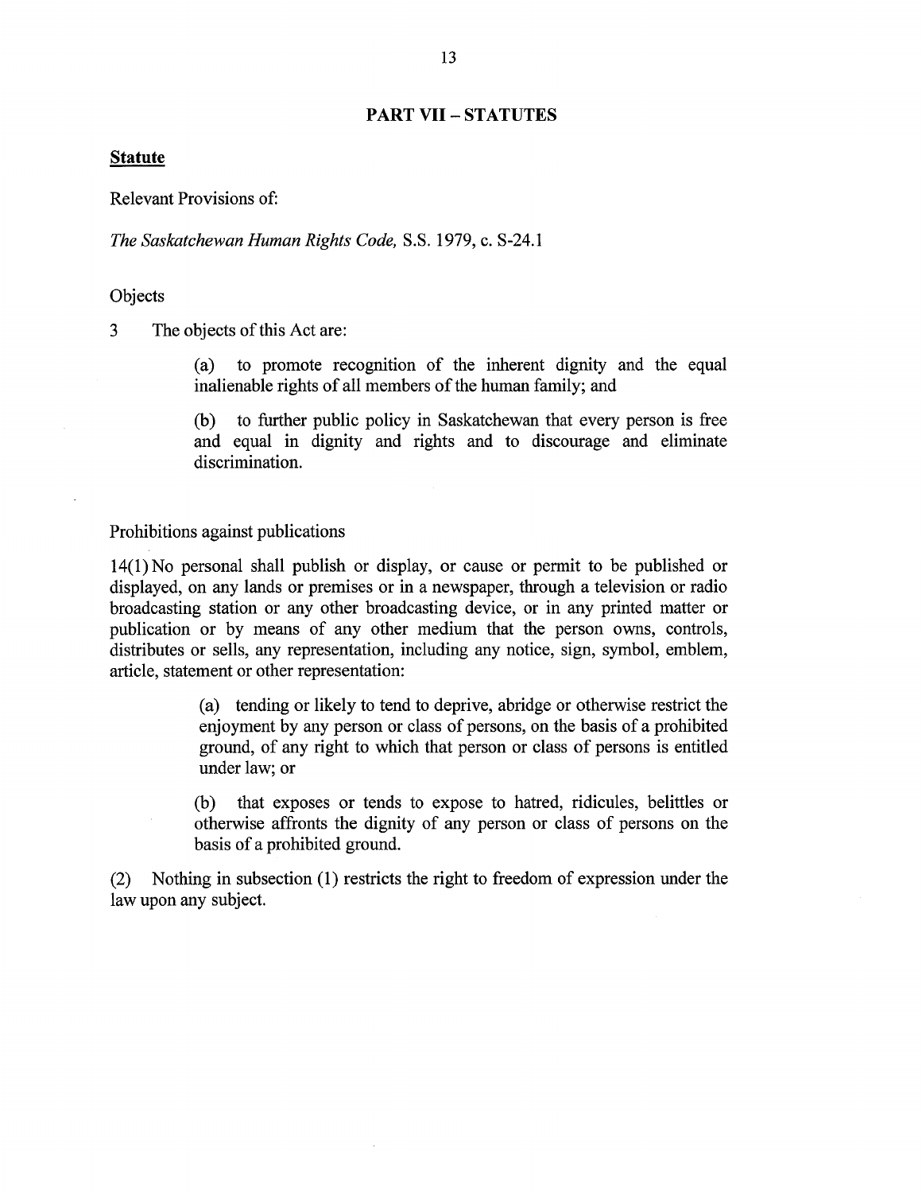## PART VII – STATUTES

**Statute**

Relevant Provisions of:

*The Saskatchewan Human Rights Code,* S.S. 1979, c. S-24.1

Objects

3 The objects of this Act are:

> (a) to promote recognition of the inherent dignity and the equal inalienable rights of all members of the human family; and
>
> (b) to further public policy in Saskatchewan that every person is free and equal in dignity and rights and to discourage and eliminate discrimination.

Prohibitions against publications

14(1) No personal shall publish or display, or cause or permit to be published or displayed, on any lands or premises or in a newspaper, through a television or radio broadcasting station or any other broadcasting device, or in any printed matter or publication or by means of any other medium that the person owns, controls, distributes or sells, any representation, including any notice, sign, symbol, emblem, article, statement or other representation:

> (a) tending or likely to tend to deprive, abridge or otherwise restrict the enjoyment by any person or class of persons, on the basis of a prohibited ground, of any right to which that person or class of persons is entitled under law; or
>
> (b) that exposes or tends to expose to hatred, ridicules, belittles or otherwise affronts the dignity of any person or class of persons on the basis of a prohibited ground.

(2) Nothing in subsection (1) restricts the right to freedom of expression under the law upon any subject.